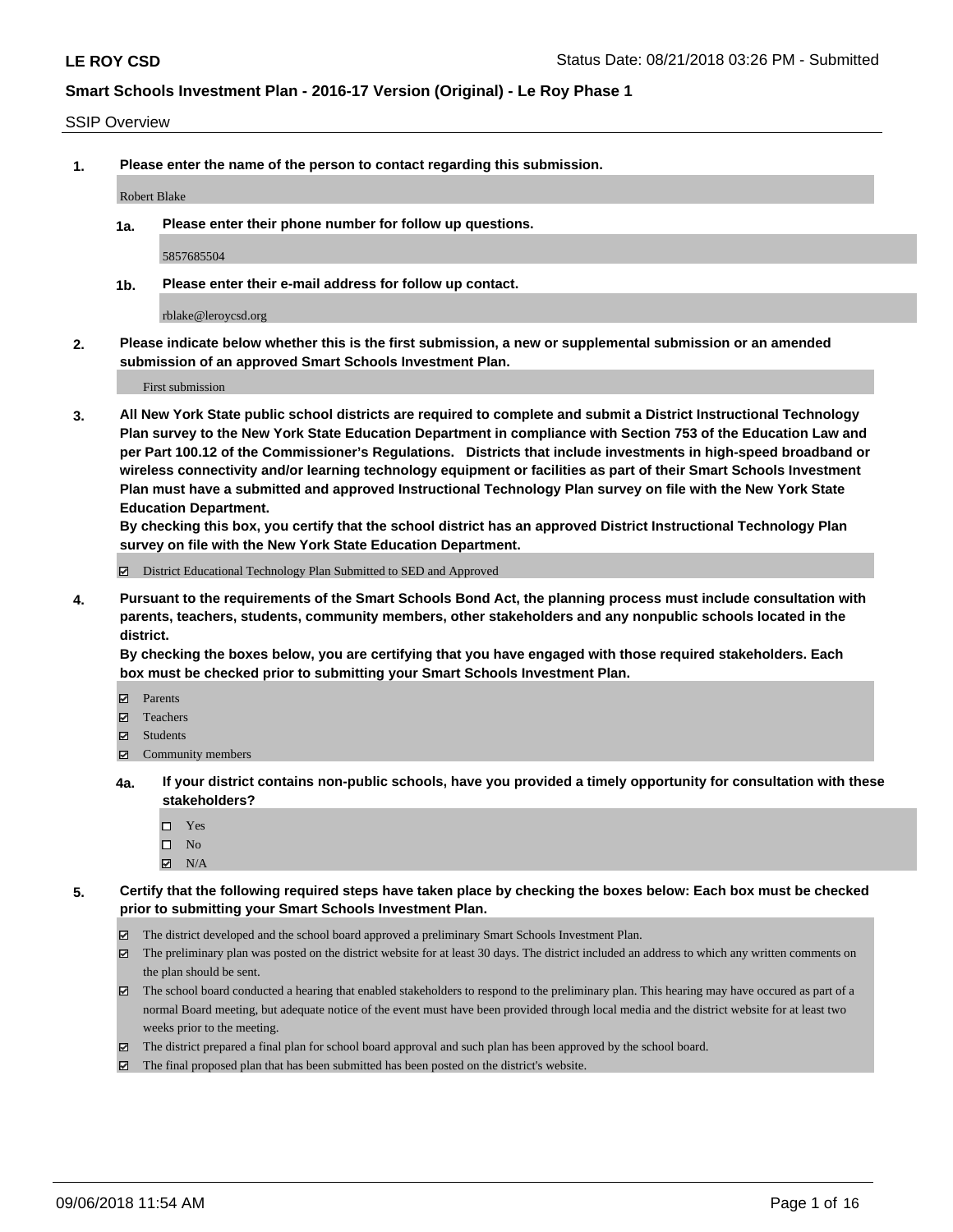# Smart Schools Investment Plan - 2016-17 Version (Original) - Le Roy Phase 1

SSIP Overview

**1. Please enter the name of the person to contact regarding this submission.**

Robert Blake

**1a. Please enter their phone number for follow up questions.**

5857685504

**1b. Please enter their e-mail address for follow up contact.**

rblake@leroycsd.org

**2. Please indicate below whether this is the first submission, a new or supplemental submission or an amended submission of an approved Smart Schools Investment Plan.**

First submission

**3. All New York State public school districts are required to complete and submit a District Instructional Technology Plan survey to the New York State Education Department in compliance with Section 753 of the Education Law and per Part 100.12 of the Commissioner's Regulations. Districts that include investments in high-speed broadband or wireless connectivity and/or learning technology equipment or facilities as part of their Smart Schools Investment Plan must have a submitted and approved Instructional Technology Plan survey on file with the New York State Education Department.**
**By checking this box, you certify that the school district has an approved District Instructional Technology Plan survey on file with the New York State Education Department.**

- [x] District Educational Technology Plan Submitted to SED and Approved

**4. Pursuant to the requirements of the Smart Schools Bond Act, the planning process must include consultation with parents, teachers, students, community members, other stakeholders and any nonpublic schools located in the district.**
**By checking the boxes below, you are certifying that you have engaged with those required stakeholders. Each box must be checked prior to submitting your Smart Schools Investment Plan.**

- [x] Parents
- [x] Teachers
- [x] Students
- [x] Community members

**4a. If your district contains non-public schools, have you provided a timely opportunity for consultation with these stakeholders?**

- [ ] Yes
- [ ] No
- [x] N/A

**5. Certify that the following required steps have taken place by checking the boxes below: Each box must be checked prior to submitting your Smart Schools Investment Plan.**

- [x] The district developed and the school board approved a preliminary Smart Schools Investment Plan.
- [x] The preliminary plan was posted on the district website for at least 30 days. The district included an address to which any written comments on the plan should be sent.
- [x] The school board conducted a hearing that enabled stakeholders to respond to the preliminary plan. This hearing may have occured as part of a normal Board meeting, but adequate notice of the event must have been provided through local media and the district website for at least two weeks prior to the meeting.
- [x] The district prepared a final plan for school board approval and such plan has been approved by the school board.
- [x] The final proposed plan that has been submitted has been posted on the district's website.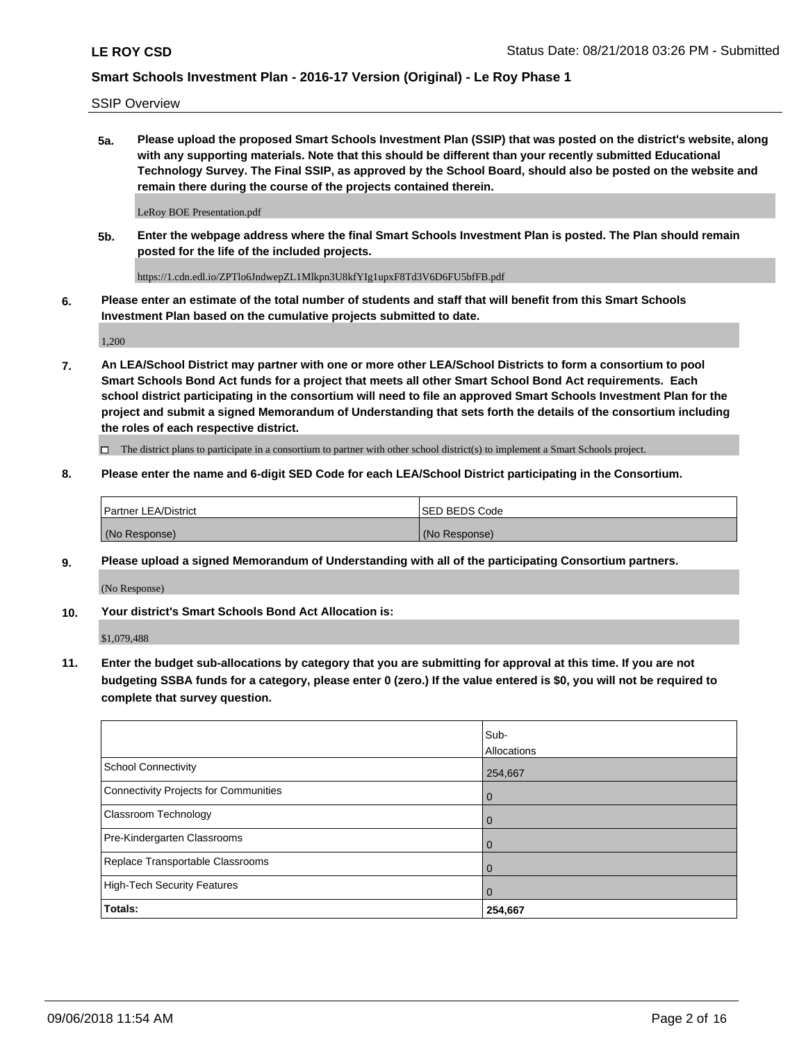SSIP Overview

**5a. Please upload the proposed Smart Schools Investment Plan (SSIP) that was posted on the district's website, along with any supporting materials. Note that this should be different than your recently submitted Educational Technology Survey. The Final SSIP, as approved by the School Board, should also be posted on the website and remain there during the course of the projects contained therein.**

LeRoy BOE Presentation.pdf

**5b. Enter the webpage address where the final Smart Schools Investment Plan is posted. The Plan should remain posted for the life of the included projects.**

https://1.cdn.edl.io/ZPTlo6JndwepZL1Mlkpn3U8kfYIg1upxF8Td3V6D6FU5bfFB.pdf

**6. Please enter an estimate of the total number of students and staff that will benefit from this Smart Schools Investment Plan based on the cumulative projects submitted to date.**

1,200

**7. An LEA/School District may partner with one or more other LEA/School Districts to form a consortium to pool Smart Schools Bond Act funds for a project that meets all other Smart School Bond Act requirements. Each school district participating in the consortium will need to file an approved Smart Schools Investment Plan for the project and submit a signed Memorandum of Understanding that sets forth the details of the consortium including the roles of each respective district.**

☐ The district plans to participate in a consortium to partner with other school district(s) to implement a Smart Schools project.

**8. Please enter the name and 6-digit SED Code for each LEA/School District participating in the Consortium.**

| Partner LEA/District | SED BEDS Code |
| --- | --- |
| (No Response) | (No Response) |

**9. Please upload a signed Memorandum of Understanding with all of the participating Consortium partners.**

(No Response)

**10. Your district's Smart Schools Bond Act Allocation is:**

$1,079,488

**11. Enter the budget sub-allocations by category that you are submitting for approval at this time. If you are not budgeting SSBA funds for a category, please enter 0 (zero.) If the value entered is $0, you will not be required to complete that survey question.**

| | Sub-Allocations |
| --- | --- |
| School Connectivity | 254,667 |
| Connectivity Projects for Communities | 0 |
| Classroom Technology | 0 |
| Pre-Kindergarten Classrooms | 0 |
| Replace Transportable Classrooms | 0 |
| High-Tech Security Features | 0 |
| **Totals:** | **254,667** |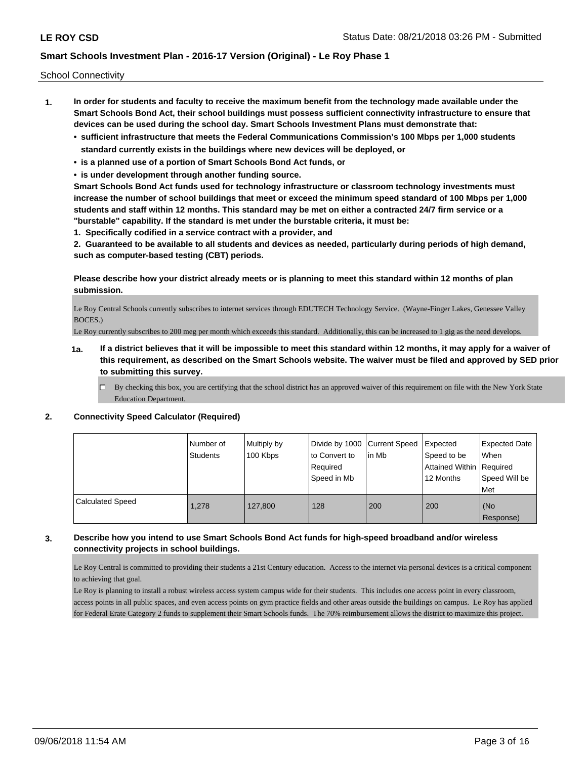School Connectivity

1. **In order for students and faculty to receive the maximum benefit from the technology made available under the Smart Schools Bond Act, their school buildings must possess sufficient connectivity infrastructure to ensure that devices can be used during the school day. Smart Schools Investment Plans must demonstrate that:**
   - **sufficient infrastructure that meets the Federal Communications Commission's 100 Mbps per 1,000 students standard currently exists in the buildings where new devices will be deployed, or**
   - **is a planned use of a portion of Smart Schools Bond Act funds, or**
   - **is under development through another funding source.**

   **Smart Schools Bond Act funds used for technology infrastructure or classroom technology investments must increase the number of school buildings that meet or exceed the minimum speed standard of 100 Mbps per 1,000 students and staff within 12 months. This standard may be met on either a contracted 24/7 firm service or a "burstable" capability. If the standard is met under the burstable criteria, it must be:**

   **1. Specifically codified in a service contract with a provider, and**

   **2. Guaranteed to be available to all students and devices as needed, particularly during periods of high demand, such as computer-based testing (CBT) periods.**

   **Please describe how your district already meets or is planning to meet this standard within 12 months of plan submission.**

   Le Roy Central Schools currently subscribes to internet services through EDUTECH Technology Service. (Wayne-Finger Lakes, Genessee Valley BOCES.)
   Le Roy currently subscribes to 200 meg per month which exceeds this standard. Additionally, this can be increased to 1 gig as the need develops.

   **1a. If a district believes that it will be impossible to meet this standard within 12 months, it may apply for a waiver of this requirement, as described on the Smart Schools website. The waiver must be filed and approved by SED prior to submitting this survey.**

   ☐ By checking this box, you are certifying that the school district has an approved waiver of this requirement on file with the New York State Education Department.

2. **Connectivity Speed Calculator (Required)**

| | Number of Students | Multiply by 100 Kbps | Divide by 1000 to Convert to Required Speed in Mb | Current Speed in Mb | Expected Speed to be Attained Within 12 Months | Expected Date When Required Speed Will be Met |
|---|---|---|---|---|---|---|
| Calculated Speed | 1,278 | 127,800 | 128 | 200 | 200 | (No Response) |

3. **Describe how you intend to use Smart Schools Bond Act funds for high-speed broadband and/or wireless connectivity projects in school buildings.**

   Le Roy Central is committed to providing their students a 21st Century education. Access to the internet via personal devices is a critical component to achieving that goal.
   Le Roy is planning to install a robust wireless access system campus wide for their students. This includes one access point in every classroom, access points in all public spaces, and even access points on gym practice fields and other areas outside the buildings on campus. Le Roy has applied for Federal Erate Category 2 funds to supplement their Smart Schools funds. The 70% reimbursement allows the district to maximize this project.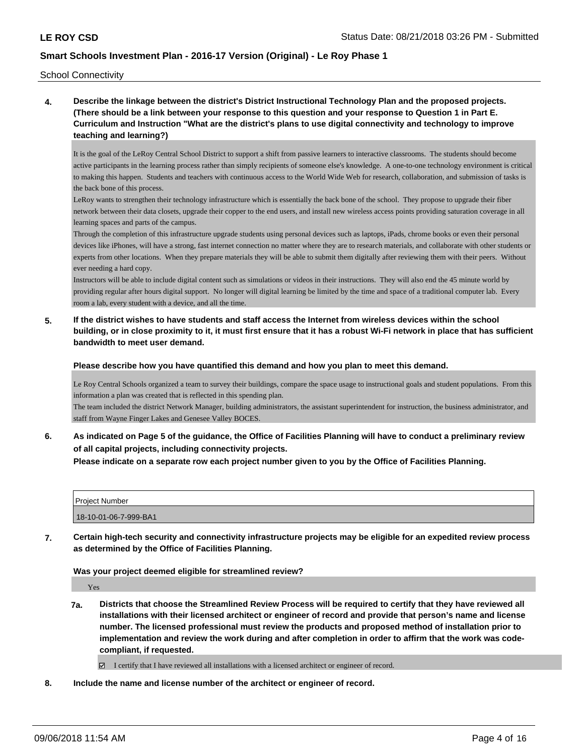School Connectivity

**4. Describe the linkage between the district's District Instructional Technology Plan and the proposed projects. (There should be a link between your response to this question and your response to Question 1 in Part E. Curriculum and Instruction "What are the district's plans to use digital connectivity and technology to improve teaching and learning?)**

It is the goal of the LeRoy Central School District to support a shift from passive learners to interactive classrooms. The students should become active participants in the learning process rather than simply recipients of someone else's knowledge. A one-to-one technology environment is critical to making this happen. Students and teachers with continuous access to the World Wide Web for research, collaboration, and submission of tasks is the back bone of this process.

LeRoy wants to strengthen their technology infrastructure which is essentially the back bone of the school. They propose to upgrade their fiber network between their data closets, upgrade their copper to the end users, and install new wireless access points providing saturation coverage in all learning spaces and parts of the campus.

Through the completion of this infrastructure upgrade students using personal devices such as laptops, iPads, chrome books or even their personal devices like iPhones, will have a strong, fast internet connection no matter where they are to research materials, and collaborate with other students or experts from other locations. When they prepare materials they will be able to submit them digitally after reviewing them with their peers. Without ever needing a hard copy.

Instructors will be able to include digital content such as simulations or videos in their instructions. They will also end the 45 minute world by providing regular after hours digital support. No longer will digital learning be limited by the time and space of a traditional computer lab. Every room a lab, every student with a device, and all the time.

**5. If the district wishes to have students and staff access the Internet from wireless devices within the school building, or in close proximity to it, it must first ensure that it has a robust Wi-Fi network in place that has sufficient bandwidth to meet user demand.**

**Please describe how you have quantified this demand and how you plan to meet this demand.**

Le Roy Central Schools organized a team to survey their buildings, compare the space usage to instructional goals and student populations. From this information a plan was created that is reflected in this spending plan.

The team included the district Network Manager, building administrators, the assistant superintendent for instruction, the business administrator, and staff from Wayne Finger Lakes and Genesee Valley BOCES.

**6. As indicated on Page 5 of the guidance, the Office of Facilities Planning will have to conduct a preliminary review of all capital projects, including connectivity projects.**
**Please indicate on a separate row each project number given to you by the Office of Facilities Planning.**

| Project Number |
|---|
| 18-10-01-06-7-999-BA1 |

**7. Certain high-tech security and connectivity infrastructure projects may be eligible for an expedited review process as determined by the Office of Facilities Planning.**

**Was your project deemed eligible for streamlined review?**

Yes

**7a. Districts that choose the Streamlined Review Process will be required to certify that they have reviewed all installations with their licensed architect or engineer of record and provide that person's name and license number. The licensed professional must review the products and proposed method of installation prior to implementation and review the work during and after completion in order to affirm that the work was code-compliant, if requested.**

☑ I certify that I have reviewed all installations with a licensed architect or engineer of record.

**8. Include the name and license number of the architect or engineer of record.**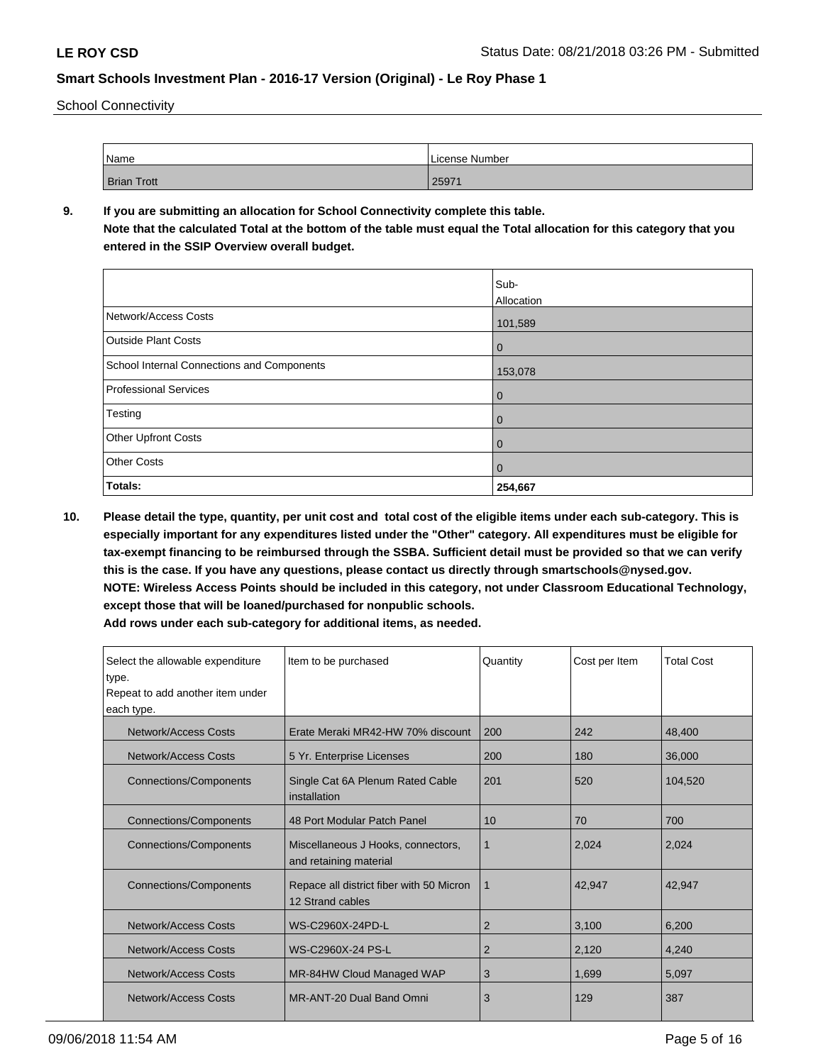School Connectivity

| Name | License Number |
| --- | --- |
| Brian Trott | 25971 |

**9. If you are submitting an allocation for School Connectivity complete this table.**
**Note that the calculated Total at the bottom of the table must equal the Total allocation for this category that you entered in the SSIP Overview overall budget.**

| | Sub-Allocation |
| --- | --- |
| Network/Access Costs | 101,589 |
| Outside Plant Costs | 0 |
| School Internal Connections and Components | 153,078 |
| Professional Services | 0 |
| Testing | 0 |
| Other Upfront Costs | 0 |
| Other Costs | 0 |
| **Totals:** | **254,667** |

**10. Please detail the type, quantity, per unit cost and total cost of the eligible items under each sub-category. This is especially important for any expenditures listed under the "Other" category. All expenditures must be eligible for tax-exempt financing to be reimbursed through the SSBA. Sufficient detail must be provided so that we can verify this is the case. If you have any questions, please contact us directly through smartschools@nysed.gov.**
**NOTE: Wireless Access Points should be included in this category, not under Classroom Educational Technology, except those that will be loaned/purchased for nonpublic schools.**
**Add rows under each sub-category for additional items, as needed.**

| Select the allowable expenditure type. Repeat to add another item under each type. | Item to be purchased | Quantity | Cost per Item | Total Cost |
| --- | --- | --- | --- | --- |
| Network/Access Costs | Erate Meraki MR42-HW 70% discount | 200 | 242 | 48,400 |
| Network/Access Costs | 5 Yr. Enterprise Licenses | 200 | 180 | 36,000 |
| Connections/Components | Single Cat 6A Plenum Rated Cable installation | 201 | 520 | 104,520 |
| Connections/Components | 48 Port Modular Patch Panel | 10 | 70 | 700 |
| Connections/Components | Miscellaneous J Hooks, connectors, and retaining material | 1 | 2,024 | 2,024 |
| Connections/Components | Repace all district fiber with 50 Micron 12 Strand cables | 1 | 42,947 | 42,947 |
| Network/Access Costs | WS-C2960X-24PD-L | 2 | 3,100 | 6,200 |
| Network/Access Costs | WS-C2960X-24 PS-L | 2 | 2,120 | 4,240 |
| Network/Access Costs | MR-84HW Cloud Managed WAP | 3 | 1,699 | 5,097 |
| Network/Access Costs | MR-ANT-20 Dual Band Omni | 3 | 129 | 387 |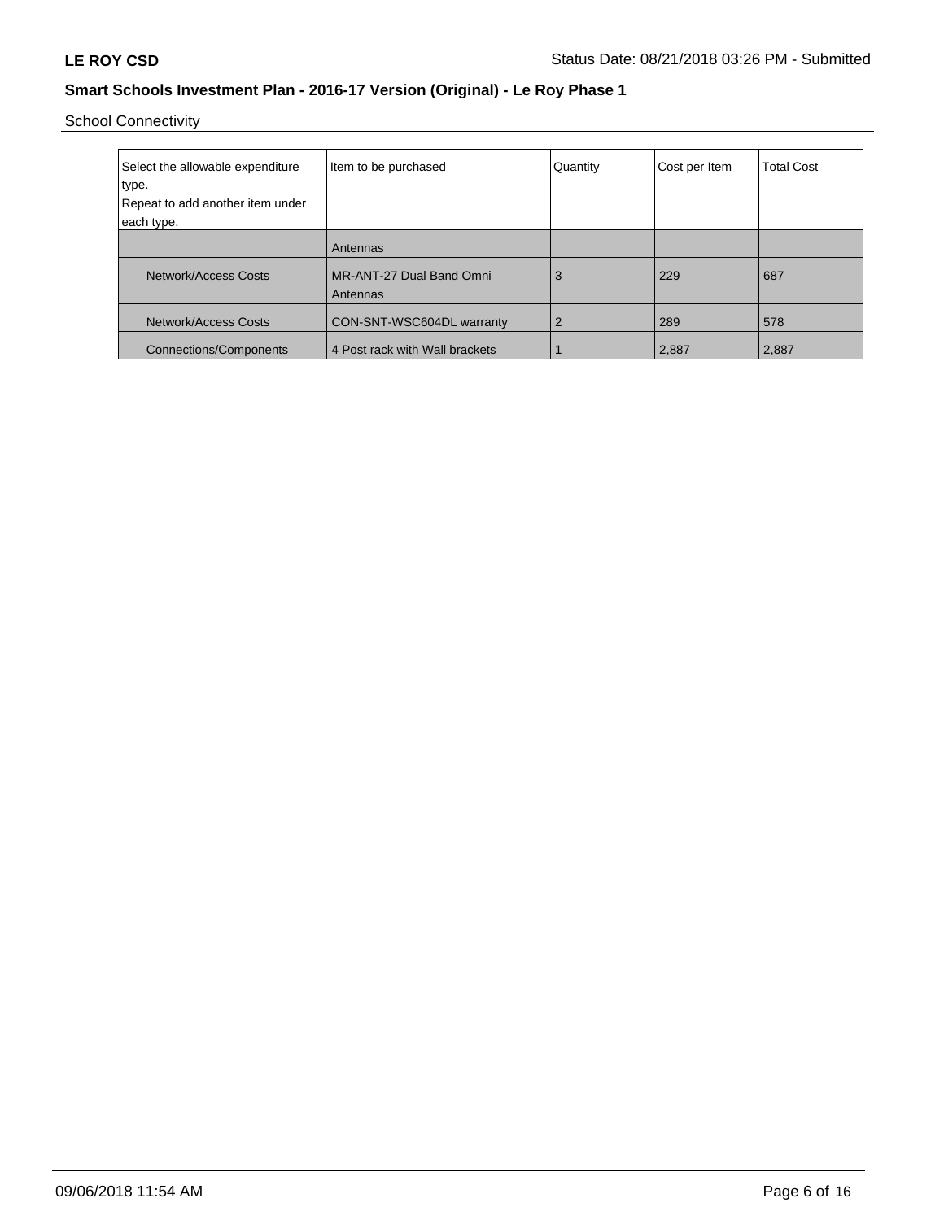School Connectivity

| Select the allowable expenditure type.<br>Repeat to add another item under each type. | Item to be purchased | Quantity | Cost per Item | Total Cost |
|---|---|---|---|---|
| | Antennas | | | |
| Network/Access Costs | MR-ANT-27 Dual Band Omni Antennas | 3 | 229 | 687 |
| Network/Access Costs | CON-SNT-WSC604DL warranty | 2 | 289 | 578 |
| Connections/Components | 4 Post rack with Wall brackets | 1 | 2,887 | 2,887 |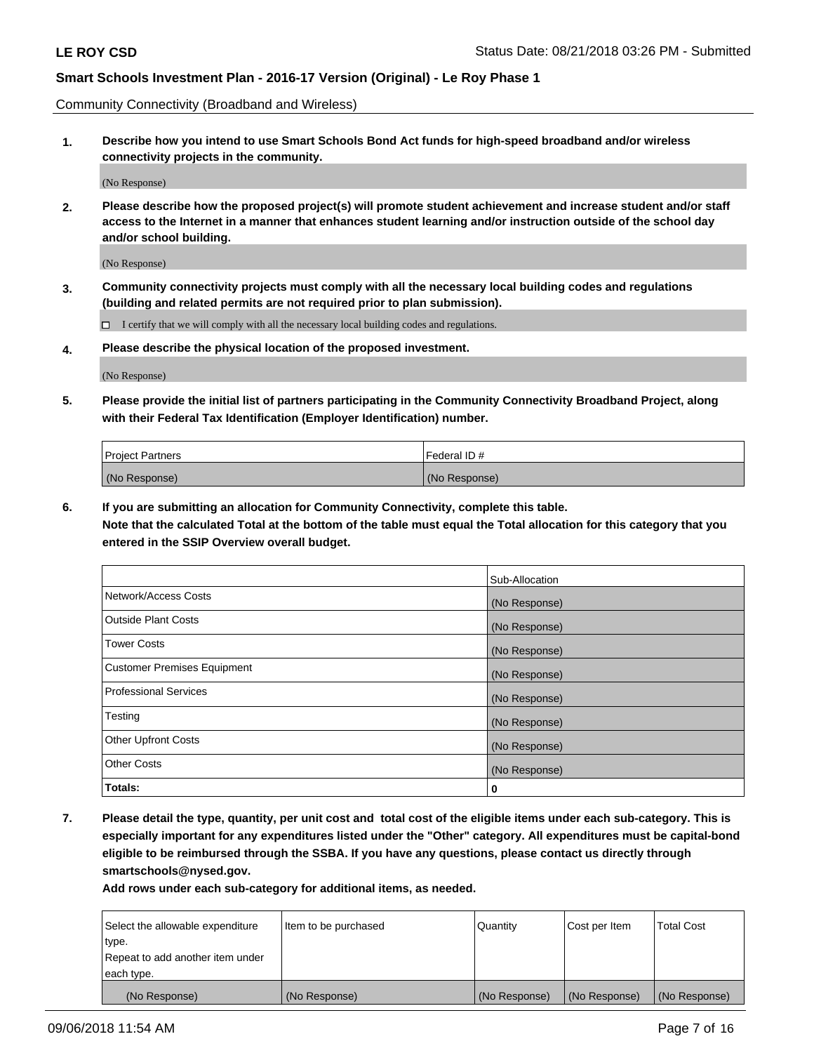Community Connectivity (Broadband and Wireless)

**1. Describe how you intend to use Smart Schools Bond Act funds for high-speed broadband and/or wireless connectivity projects in the community.**

(No Response)

**2. Please describe how the proposed project(s) will promote student achievement and increase student and/or staff access to the Internet in a manner that enhances student learning and/or instruction outside of the school day and/or school building.**

(No Response)

**3. Community connectivity projects must comply with all the necessary local building codes and regulations (building and related permits are not required prior to plan submission).**

☐ I certify that we will comply with all the necessary local building codes and regulations.

**4. Please describe the physical location of the proposed investment.**

(No Response)

**5. Please provide the initial list of partners participating in the Community Connectivity Broadband Project, along with their Federal Tax Identification (Employer Identification) number.**

| Project Partners | Federal ID # |
|---|---|
| (No Response) | (No Response) |

**6. If you are submitting an allocation for Community Connectivity, complete this table.**
**Note that the calculated Total at the bottom of the table must equal the Total allocation for this category that you entered in the SSIP Overview overall budget.**

| | Sub-Allocation |
|---|---|
| Network/Access Costs | (No Response) |
| Outside Plant Costs | (No Response) |
| Tower Costs | (No Response) |
| Customer Premises Equipment | (No Response) |
| Professional Services | (No Response) |
| Testing | (No Response) |
| Other Upfront Costs | (No Response) |
| Other Costs | (No Response) |
| **Totals:** | **0** |

**7. Please detail the type, quantity, per unit cost and total cost of the eligible items under each sub-category. This is especially important for any expenditures listed under the "Other" category. All expenditures must be capital-bond eligible to be reimbursed through the SSBA. If you have any questions, please contact us directly through smartschools@nysed.gov.**

**Add rows under each sub-category for additional items, as needed.**

| Select the allowable expenditure type. Repeat to add another item under each type. | Item to be purchased | Quantity | Cost per Item | Total Cost |
|---|---|---|---|---|
| (No Response) | (No Response) | (No Response) | (No Response) | (No Response) |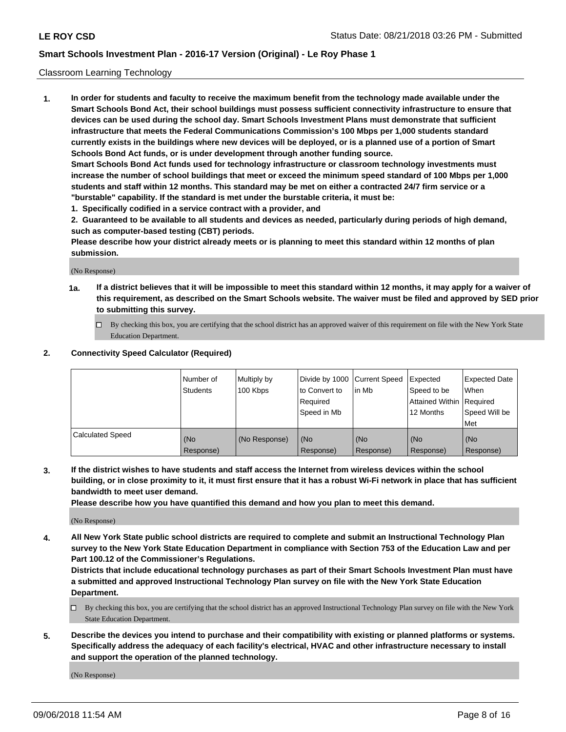Classroom Learning Technology

1. **In order for students and faculty to receive the maximum benefit from the technology made available under the Smart Schools Bond Act, their school buildings must possess sufficient connectivity infrastructure to ensure that devices can be used during the school day. Smart Schools Investment Plans must demonstrate that sufficient infrastructure that meets the Federal Communications Commission's 100 Mbps per 1,000 students standard currently exists in the buildings where new devices will be deployed, or is a planned use of a portion of Smart Schools Bond Act funds, or is under development through another funding source.**

   **Smart Schools Bond Act funds used for technology infrastructure or classroom technology investments must increase the number of school buildings that meet or exceed the minimum speed standard of 100 Mbps per 1,000 students and staff within 12 months. This standard may be met on either a contracted 24/7 firm service or a "burstable" capability. If the standard is met under the burstable criteria, it must be:**

   **1. Specifically codified in a service contract with a provider, and**

   **2. Guaranteed to be available to all students and devices as needed, particularly during periods of high demand, such as computer-based testing (CBT) periods.**

   **Please describe how your district already meets or is planning to meet this standard within 12 months of plan submission.**

   (No Response)

   **1a. If a district believes that it will be impossible to meet this standard within 12 months, it may apply for a waiver of this requirement, as described on the Smart Schools website. The waiver must be filed and approved by SED prior to submitting this survey.**

   ☐ By checking this box, you are certifying that the school district has an approved waiver of this requirement on file with the New York State Education Department.

2. **Connectivity Speed Calculator (Required)**

| | Number of Students | Multiply by 100 Kbps | Divide by 1000 to Convert to Required Speed in Mb | Current Speed in Mb | Expected Speed to be Attained Within 12 Months | Expected Date When Required Speed Will be Met |
|---|---|---|---|---|---|---|
| Calculated Speed | (No Response) | (No Response) | (No Response) | (No Response) | (No Response) | (No Response) |

3. **If the district wishes to have students and staff access the Internet from wireless devices within the school building, or in close proximity to it, it must first ensure that it has a robust Wi-Fi network in place that has sufficient bandwidth to meet user demand.**

   **Please describe how you have quantified this demand and how you plan to meet this demand.**

   (No Response)

4. **All New York State public school districts are required to complete and submit an Instructional Technology Plan survey to the New York State Education Department in compliance with Section 753 of the Education Law and per Part 100.12 of the Commissioner's Regulations.**

   **Districts that include educational technology purchases as part of their Smart Schools Investment Plan must have a submitted and approved Instructional Technology Plan survey on file with the New York State Education Department.**

   ☐ By checking this box, you are certifying that the school district has an approved Instructional Technology Plan survey on file with the New York State Education Department.

5. **Describe the devices you intend to purchase and their compatibility with existing or planned platforms or systems. Specifically address the adequacy of each facility's electrical, HVAC and other infrastructure necessary to install and support the operation of the planned technology.**

   (No Response)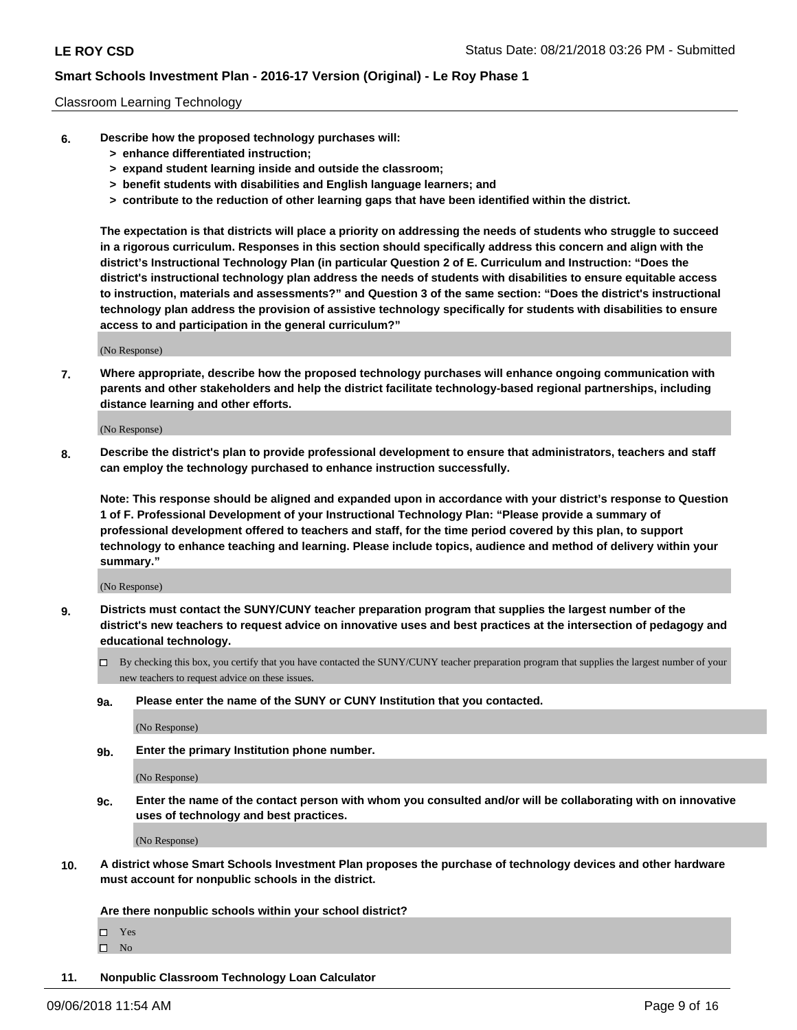Classroom Learning Technology

6. **Describe how the proposed technology purchases will:**
   - **> enhance differentiated instruction;**
   - **> expand student learning inside and outside the classroom;**
   - **> benefit students with disabilities and English language learners; and**
   - **> contribute to the reduction of other learning gaps that have been identified within the district.**

   **The expectation is that districts will place a priority on addressing the needs of students who struggle to succeed in a rigorous curriculum. Responses in this section should specifically address this concern and align with the district's Instructional Technology Plan (in particular Question 2 of E. Curriculum and Instruction: "Does the district's instructional technology plan address the needs of students with disabilities to ensure equitable access to instruction, materials and assessments?" and Question 3 of the same section: "Does the district's instructional technology plan address the provision of assistive technology specifically for students with disabilities to ensure access to and participation in the general curriculum?"**

   (No Response)

7. **Where appropriate, describe how the proposed technology purchases will enhance ongoing communication with parents and other stakeholders and help the district facilitate technology-based regional partnerships, including distance learning and other efforts.**

   (No Response)

8. **Describe the district's plan to provide professional development to ensure that administrators, teachers and staff can employ the technology purchased to enhance instruction successfully.**

   **Note: This response should be aligned and expanded upon in accordance with your district's response to Question 1 of F. Professional Development of your Instructional Technology Plan: "Please provide a summary of professional development offered to teachers and staff, for the time period covered by this plan, to support technology to enhance teaching and learning. Please include topics, audience and method of delivery within your summary."**

   (No Response)

9. **Districts must contact the SUNY/CUNY teacher preparation program that supplies the largest number of the district's new teachers to request advice on innovative uses and best practices at the intersection of pedagogy and educational technology.**

   ☐ By checking this box, you certify that you have contacted the SUNY/CUNY teacher preparation program that supplies the largest number of your new teachers to request advice on these issues.

   **9a. Please enter the name of the SUNY or CUNY Institution that you contacted.**

   (No Response)

   **9b. Enter the primary Institution phone number.**

   (No Response)

   **9c. Enter the name of the contact person with whom you consulted and/or will be collaborating with on innovative uses of technology and best practices.**

   (No Response)

10. **A district whose Smart Schools Investment Plan proposes the purchase of technology devices and other hardware must account for nonpublic schools in the district.**

    **Are there nonpublic schools within your school district?**

    ☐ Yes
    ☐ No

11. **Nonpublic Classroom Technology Loan Calculator**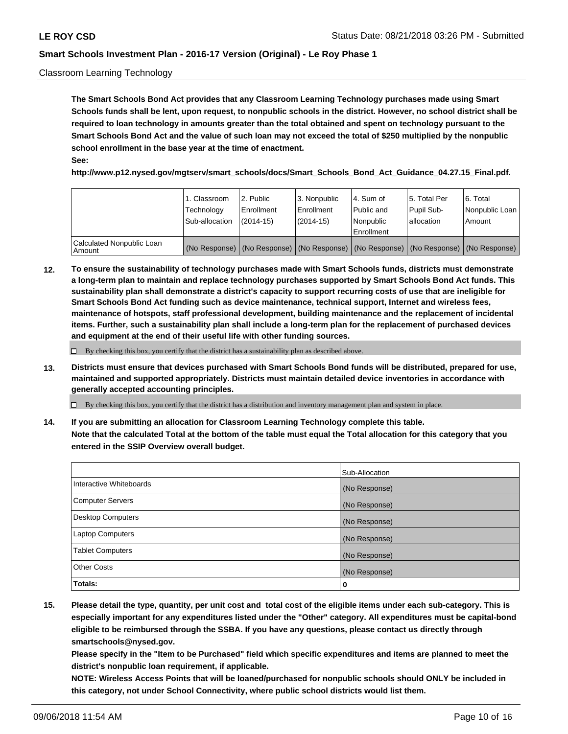Classroom Learning Technology

**The Smart Schools Bond Act provides that any Classroom Learning Technology purchases made using Smart Schools funds shall be lent, upon request, to nonpublic schools in the district. However, no school district shall be required to loan technology in amounts greater than the total obtained and spent on technology pursuant to the Smart Schools Bond Act and the value of such loan may not exceed the total of $250 multiplied by the nonpublic school enrollment in the base year at the time of enactment.**

**See:**

**http://www.p12.nysed.gov/mgtserv/smart_schools/docs/Smart_Schools_Bond_Act_Guidance_04.27.15_Final.pdf.**

| | 1. Classroom Technology Sub-allocation | 2. Public Enrollment (2014-15) | 3. Nonpublic Enrollment (2014-15) | 4. Sum of Public and Nonpublic Enrollment | 5. Total Per Pupil Sub-allocation | 6. Total Nonpublic Loan Amount |
|---|---|---|---|---|---|---|
| Calculated Nonpublic Loan Amount | (No Response) | (No Response) | (No Response) | (No Response) | (No Response) | (No Response) |

**12. To ensure the sustainability of technology purchases made with Smart Schools funds, districts must demonstrate a long-term plan to maintain and replace technology purchases supported by Smart Schools Bond Act funds. This sustainability plan shall demonstrate a district's capacity to support recurring costs of use that are ineligible for Smart Schools Bond Act funding such as device maintenance, technical support, Internet and wireless fees, maintenance of hotspots, staff professional development, building maintenance and the replacement of incidental items. Further, such a sustainability plan shall include a long-term plan for the replacement of purchased devices and equipment at the end of their useful life with other funding sources.**

☐ By checking this box, you certify that the district has a sustainability plan as described above.

**13. Districts must ensure that devices purchased with Smart Schools Bond funds will be distributed, prepared for use, maintained and supported appropriately. Districts must maintain detailed device inventories in accordance with generally accepted accounting principles.**

☐ By checking this box, you certify that the district has a distribution and inventory management plan and system in place.

**14. If you are submitting an allocation for Classroom Learning Technology complete this table.**
**Note that the calculated Total at the bottom of the table must equal the Total allocation for this category that you entered in the SSIP Overview overall budget.**

| | Sub-Allocation |
|---|---|
| Interactive Whiteboards | (No Response) |
| Computer Servers | (No Response) |
| Desktop Computers | (No Response) |
| Laptop Computers | (No Response) |
| Tablet Computers | (No Response) |
| Other Costs | (No Response) |
| **Totals:** | **0** |

**15. Please detail the type, quantity, per unit cost and total cost of the eligible items under each sub-category. This is especially important for any expenditures listed under the "Other" category. All expenditures must be capital-bond eligible to be reimbursed through the SSBA. If you have any questions, please contact us directly through smartschools@nysed.gov.**
**Please specify in the "Item to be Purchased" field which specific expenditures and items are planned to meet the district's nonpublic loan requirement, if applicable.**
**NOTE: Wireless Access Points that will be loaned/purchased for nonpublic schools should ONLY be included in this category, not under School Connectivity, where public school districts would list them.**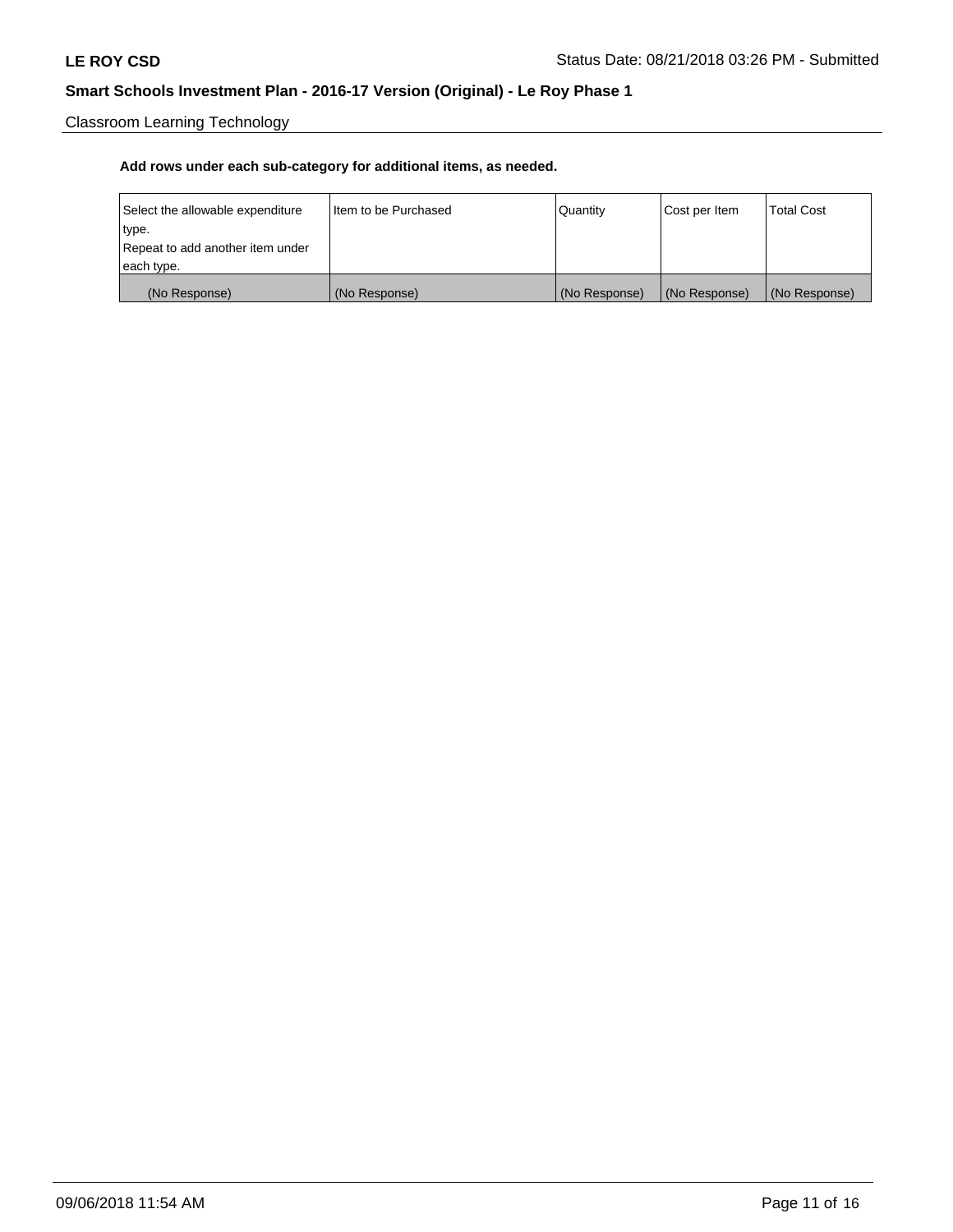Classroom Learning Technology

**Add rows under each sub-category for additional items, as needed.**

| Select the allowable expenditure type. Repeat to add another item under each type. | Item to be Purchased | Quantity | Cost per Item | Total Cost |
|---|---|---|---|---|
| (No Response) | (No Response) | (No Response) | (No Response) | (No Response) |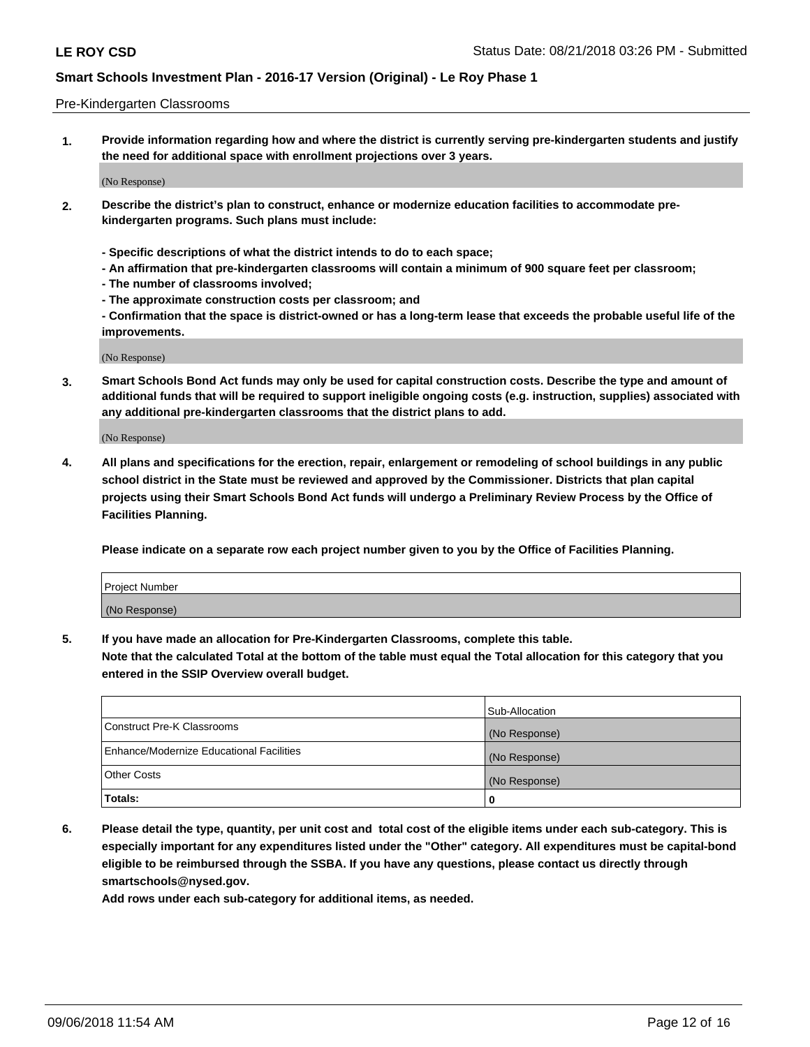Pre-Kindergarten Classrooms

1. **Provide information regarding how and where the district is currently serving pre-kindergarten students and justify the need for additional space with enrollment projections over 3 years.**

   (No Response)

2. **Describe the district's plan to construct, enhance or modernize education facilities to accommodate pre-kindergarten programs. Such plans must include:**

   **- Specific descriptions of what the district intends to do to each space;**
   **- An affirmation that pre-kindergarten classrooms will contain a minimum of 900 square feet per classroom;**
   **- The number of classrooms involved;**
   **- The approximate construction costs per classroom; and**
   **- Confirmation that the space is district-owned or has a long-term lease that exceeds the probable useful life of the improvements.**

   (No Response)

3. **Smart Schools Bond Act funds may only be used for capital construction costs. Describe the type and amount of additional funds that will be required to support ineligible ongoing costs (e.g. instruction, supplies) associated with any additional pre-kindergarten classrooms that the district plans to add.**

   (No Response)

4. **All plans and specifications for the erection, repair, enlargement or remodeling of school buildings in any public school district in the State must be reviewed and approved by the Commissioner. Districts that plan capital projects using their Smart Schools Bond Act funds will undergo a Preliminary Review Process by the Office of Facilities Planning.**

   **Please indicate on a separate row each project number given to you by the Office of Facilities Planning.**

| Project Number |
|---|
| (No Response) |

5. **If you have made an allocation for Pre-Kindergarten Classrooms, complete this table.**
   **Note that the calculated Total at the bottom of the table must equal the Total allocation for this category that you entered in the SSIP Overview overall budget.**

| | Sub-Allocation |
|---|---|
| Construct Pre-K Classrooms | (No Response) |
| Enhance/Modernize Educational Facilities | (No Response) |
| Other Costs | (No Response) |
| **Totals:** | **0** |

6. **Please detail the type, quantity, per unit cost and total cost of the eligible items under each sub-category. This is especially important for any expenditures listed under the "Other" category. All expenditures must be capital-bond eligible to be reimbursed through the SSBA. If you have any questions, please contact us directly through smartschools@nysed.gov.**
   **Add rows under each sub-category for additional items, as needed.**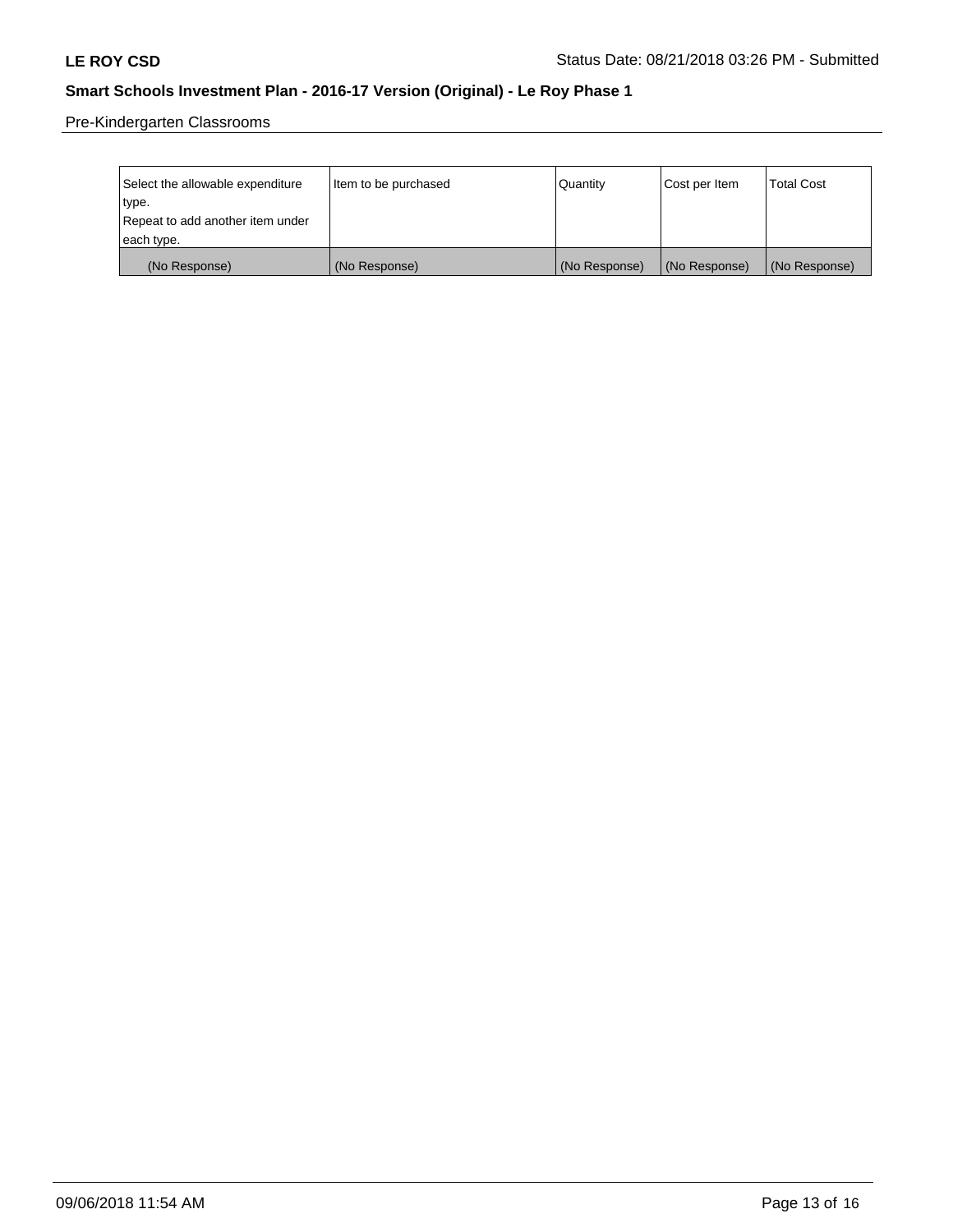Pre-Kindergarten Classrooms

| Select the allowable expenditure type.<br>Repeat to add another item under each type. | Item to be purchased | Quantity | Cost per Item | Total Cost |
|---|---|---|---|---|
| (No Response) | (No Response) | (No Response) | (No Response) | (No Response) |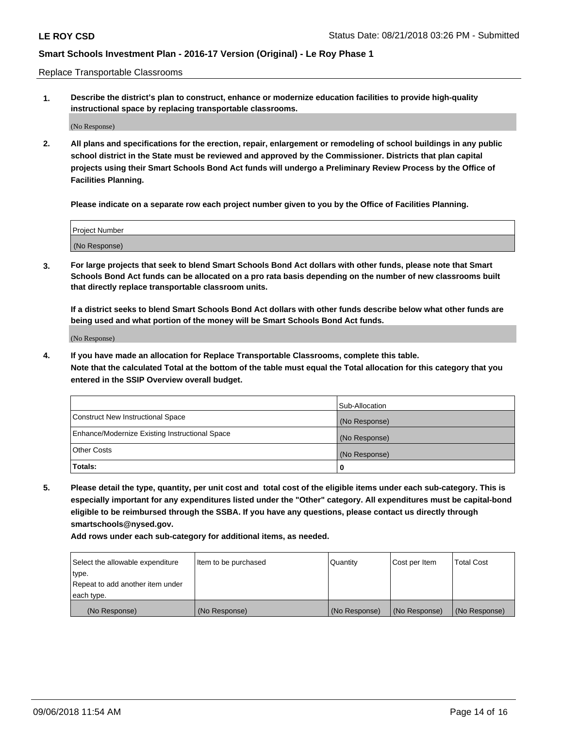Replace Transportable Classrooms

**1. Describe the district's plan to construct, enhance or modernize education facilities to provide high-quality instructional space by replacing transportable classrooms.**

(No Response)

**2. All plans and specifications for the erection, repair, enlargement or remodeling of school buildings in any public school district in the State must be reviewed and approved by the Commissioner. Districts that plan capital projects using their Smart Schools Bond Act funds will undergo a Preliminary Review Process by the Office of Facilities Planning.**

**Please indicate on a separate row each project number given to you by the Office of Facilities Planning.**

| Project Number |
|---|
| (No Response) |

**3. For large projects that seek to blend Smart Schools Bond Act dollars with other funds, please note that Smart Schools Bond Act funds can be allocated on a pro rata basis depending on the number of new classrooms built that directly replace transportable classroom units.**

**If a district seeks to blend Smart Schools Bond Act dollars with other funds describe below what other funds are being used and what portion of the money will be Smart Schools Bond Act funds.**

(No Response)

**4. If you have made an allocation for Replace Transportable Classrooms, complete this table. Note that the calculated Total at the bottom of the table must equal the Total allocation for this category that you entered in the SSIP Overview overall budget.**

| | Sub-Allocation |
|---|---|
| Construct New Instructional Space | (No Response) |
| Enhance/Modernize Existing Instructional Space | (No Response) |
| Other Costs | (No Response) |
| **Totals:** | 0 |

**5. Please detail the type, quantity, per unit cost and total cost of the eligible items under each sub-category. This is especially important for any expenditures listed under the "Other" category. All expenditures must be capital-bond eligible to be reimbursed through the SSBA. If you have any questions, please contact us directly through smartschools@nysed.gov.**

**Add rows under each sub-category for additional items, as needed.**

| Select the allowable expenditure type. Repeat to add another item under each type. | Item to be purchased | Quantity | Cost per Item | Total Cost |
|---|---|---|---|---|
| (No Response) | (No Response) | (No Response) | (No Response) | (No Response) |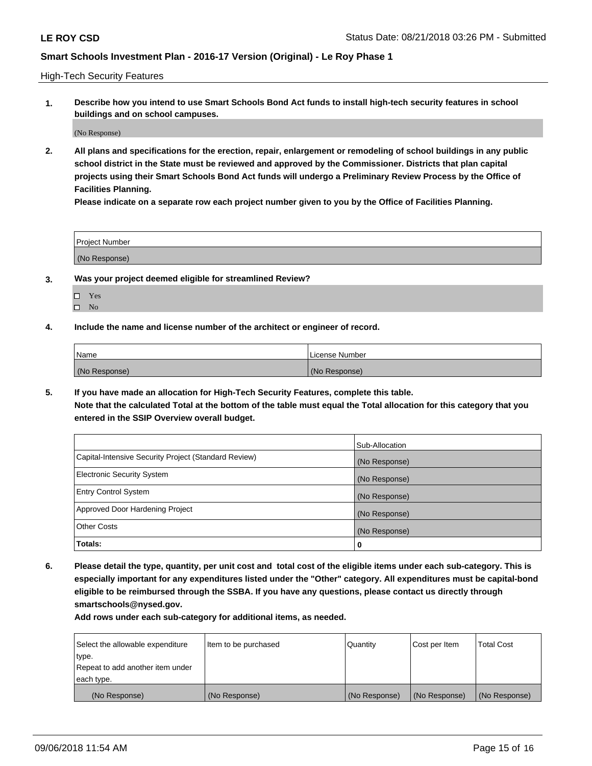High-Tech Security Features

**1. Describe how you intend to use Smart Schools Bond Act funds to install high-tech security features in school buildings and on school campuses.**

(No Response)

**2. All plans and specifications for the erection, repair, enlargement or remodeling of school buildings in any public school district in the State must be reviewed and approved by the Commissioner. Districts that plan capital projects using their Smart Schools Bond Act funds will undergo a Preliminary Review Process by the Office of Facilities Planning.**

**Please indicate on a separate row each project number given to you by the Office of Facilities Planning.**

| Project Number |
|---|
| (No Response) |

**3. Was your project deemed eligible for streamlined Review?**

- ☐ Yes
- ☐ No

**4. Include the name and license number of the architect or engineer of record.**

| Name | License Number |
|---|---|
| (No Response) | (No Response) |

**5. If you have made an allocation for High-Tech Security Features, complete this table.**
**Note that the calculated Total at the bottom of the table must equal the Total allocation for this category that you entered in the SSIP Overview overall budget.**

| | Sub-Allocation |
|---|---|
| Capital-Intensive Security Project (Standard Review) | (No Response) |
| Electronic Security System | (No Response) |
| Entry Control System | (No Response) |
| Approved Door Hardening Project | (No Response) |
| Other Costs | (No Response) |
| **Totals:** | **0** |

**6. Please detail the type, quantity, per unit cost and total cost of the eligible items under each sub-category. This is especially important for any expenditures listed under the "Other" category. All expenditures must be capital-bond eligible to be reimbursed through the SSBA. If you have any questions, please contact us directly through smartschools@nysed.gov.**

**Add rows under each sub-category for additional items, as needed.**

| Select the allowable expenditure type. Repeat to add another item under each type. | Item to be purchased | Quantity | Cost per Item | Total Cost |
|---|---|---|---|---|
| (No Response) | (No Response) | (No Response) | (No Response) | (No Response) |